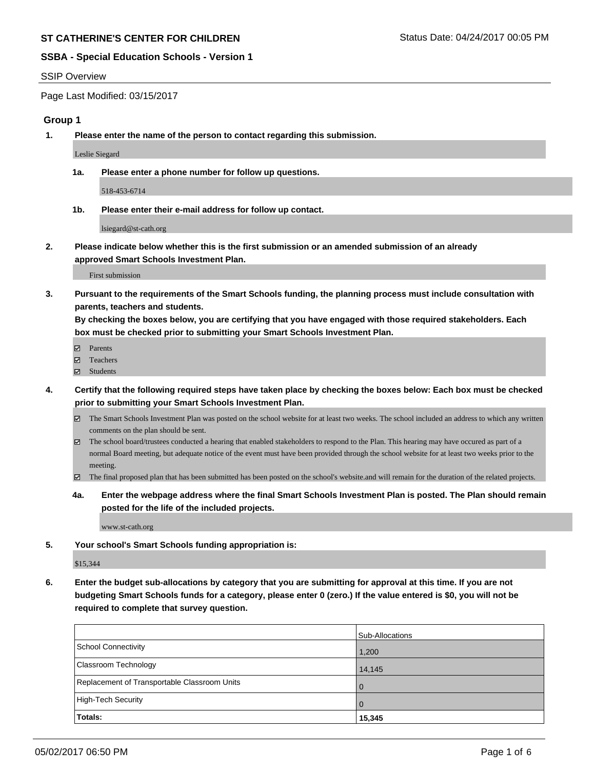**ST CATHERINE'S CENTER FOR CHILDREN** Status Date: 04/24/2017 00:05 PM

**SSBA - Special Education Schools - Version 1**

SSIP Overview

Page Last Modified: 03/15/2017

### Group 1

1. **Please enter the name of the person to contact regarding this submission.**

   Leslie Siegard

   1a. **Please enter a phone number for follow up questions.**

   518-453-6714

   1b. **Please enter their e-mail address for follow up contact.**

   lsiegard@st-cath.org

2. **Please indicate below whether this is the first submission or an amended submission of an already approved Smart Schools Investment Plan.**

   First submission

3. **Pursuant to the requirements of the Smart Schools funding, the planning process must include consultation with parents, teachers and students.**
   **By checking the boxes below, you are certifying that you have engaged with those required stakeholders. Each box must be checked prior to submitting your Smart Schools Investment Plan.**

   - ☑ Parents
   - ☑ Teachers
   - ☑ Students

4. **Certify that the following required steps have taken place by checking the boxes below: Each box must be checked prior to submitting your Smart Schools Investment Plan.**

   - ☑ The Smart Schools Investment Plan was posted on the school website for at least two weeks. The school included an address to which any written comments on the plan should be sent.
   - ☑ The school board/trustees conducted a hearing that enabled stakeholders to respond to the Plan. This hearing may have occured as part of a normal Board meeting, but adequate notice of the event must have been provided through the school website for at least two weeks prior to the meeting.
   - ☑ The final proposed plan that has been submitted has been posted on the school's website.and will remain for the duration of the related projects.

   4a. **Enter the webpage address where the final Smart Schools Investment Plan is posted. The Plan should remain posted for the life of the included projects.**

   www.st-cath.org

5. **Your school's Smart Schools funding appropriation is:**

   $15,344

6. **Enter the budget sub-allocations by category that you are submitting for approval at this time. If you are not budgeting Smart Schools funds for a category, please enter 0 (zero.) If the value entered is $0, you will not be required to complete that survey question.**

| | Sub-Allocations |
|---|---|
| School Connectivity | 1,200 |
| Classroom Technology | 14,145 |
| Replacement of Transportable Classroom Units | 0 |
| High-Tech Security | 0 |
| **Totals:** | **15,345** |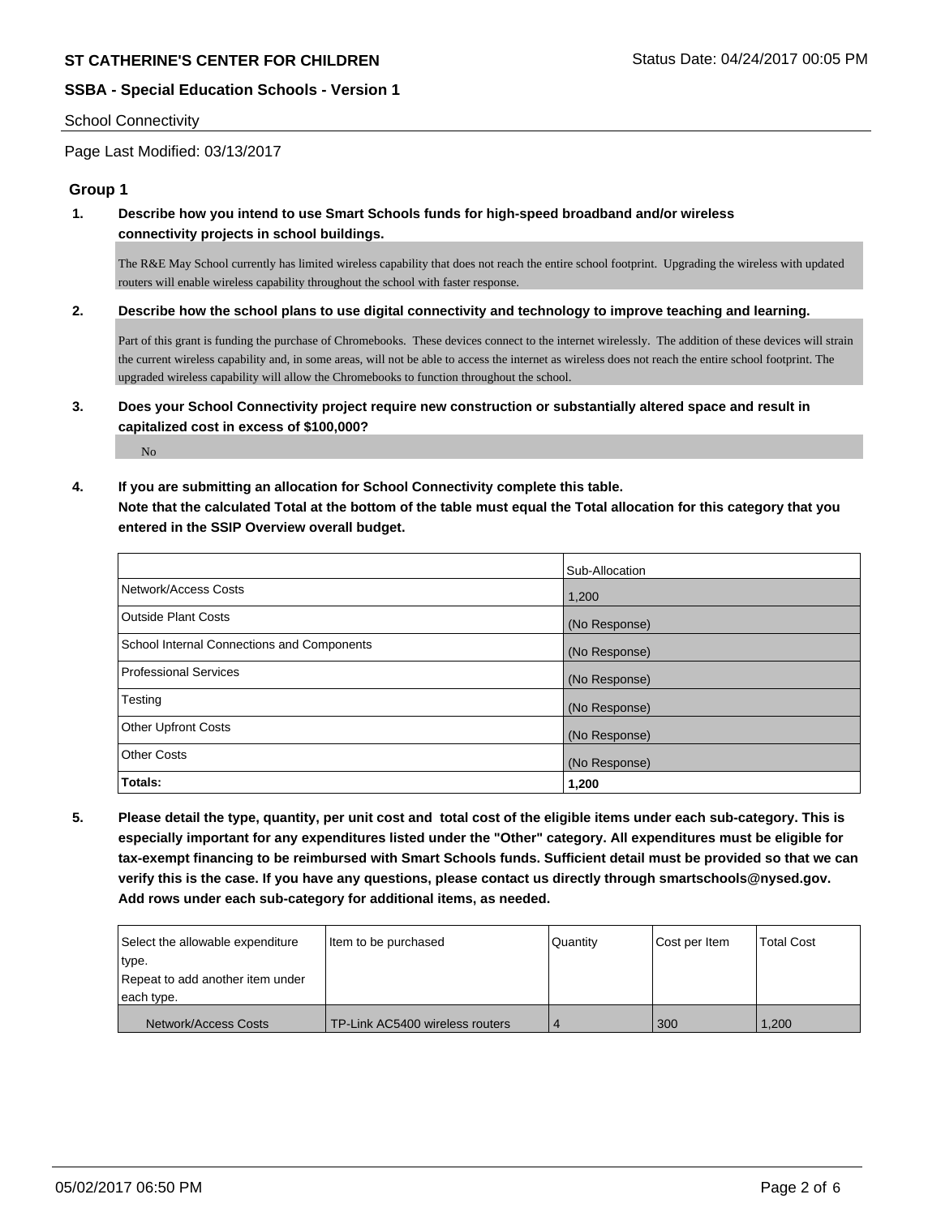School Connectivity

Page Last Modified: 03/13/2017

## Group 1

**1. Describe how you intend to use Smart Schools funds for high-speed broadband and/or wireless connectivity projects in school buildings.**

The R&E May School currently has limited wireless capability that does not reach the entire school footprint. Upgrading the wireless with updated routers will enable wireless capability throughout the school with faster response.

**2. Describe how the school plans to use digital connectivity and technology to improve teaching and learning.**

Part of this grant is funding the purchase of Chromebooks. These devices connect to the internet wirelessly. The addition of these devices will strain the current wireless capability and, in some areas, will not be able to access the internet as wireless does not reach the entire school footprint. The upgraded wireless capability will allow the Chromebooks to function throughout the school.

**3. Does your School Connectivity project require new construction or substantially altered space and result in capitalized cost in excess of $100,000?**

No

**4. If you are submitting an allocation for School Connectivity complete this table. Note that the calculated Total at the bottom of the table must equal the Total allocation for this category that you entered in the SSIP Overview overall budget.**

| | Sub-Allocation |
|---|---|
| Network/Access Costs | 1,200 |
| Outside Plant Costs | (No Response) |
| School Internal Connections and Components | (No Response) |
| Professional Services | (No Response) |
| Testing | (No Response) |
| Other Upfront Costs | (No Response) |
| Other Costs | (No Response) |
| **Totals:** | **1,200** |

**5. Please detail the type, quantity, per unit cost and total cost of the eligible items under each sub-category. This is especially important for any expenditures listed under the "Other" category. All expenditures must be eligible for tax-exempt financing to be reimbursed with Smart Schools funds. Sufficient detail must be provided so that we can verify this is the case. If you have any questions, please contact us directly through smartschools@nysed.gov. Add rows under each sub-category for additional items, as needed.**

| Select the allowable expenditure type. Repeat to add another item under each type. | Item to be purchased | Quantity | Cost per Item | Total Cost |
|---|---|---|---|---|
| Network/Access Costs | TP-Link AC5400 wireless routers | 4 | 300 | 1,200 |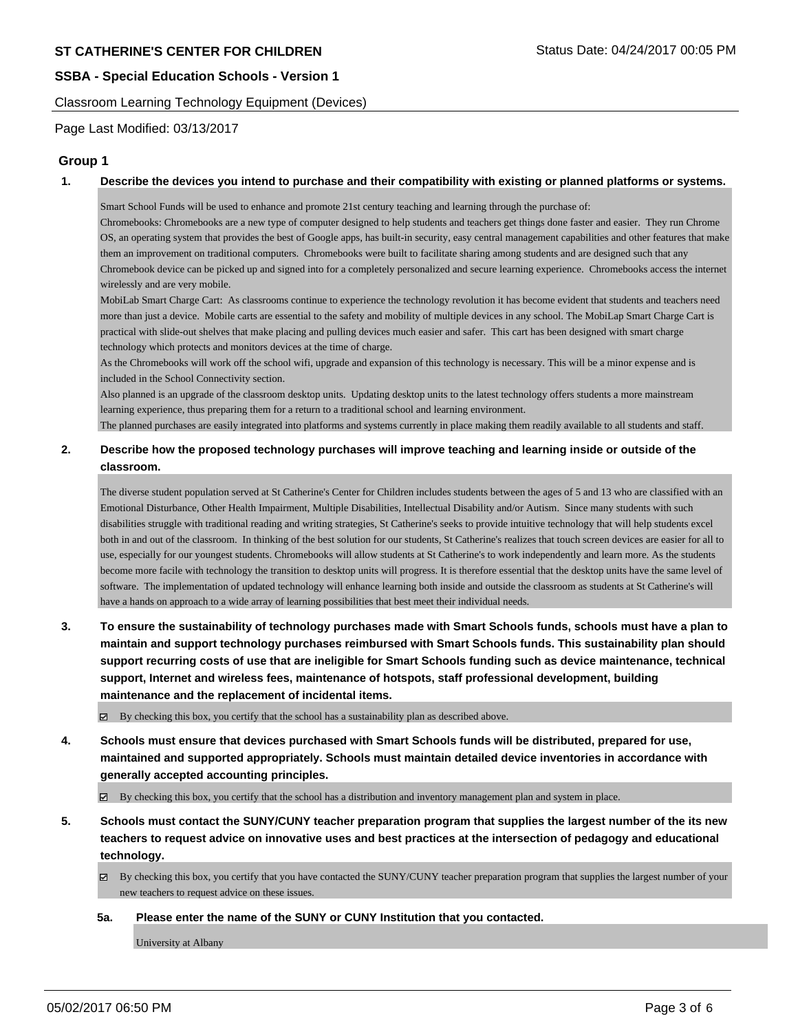## Classroom Learning Technology Equipment (Devices)

Page Last Modified: 03/13/2017

### Group 1

**1. Describe the devices you intend to purchase and their compatibility with existing or planned platforms or systems.**

Smart School Funds will be used to enhance and promote 21st century teaching and learning through the purchase of:
Chromebooks: Chromebooks are a new type of computer designed to help students and teachers get things done faster and easier. They run Chrome OS, an operating system that provides the best of Google apps, has built-in security, easy central management capabilities and other features that make them an improvement on traditional computers. Chromebooks were built to facilitate sharing among students and are designed such that any Chromebook device can be picked up and signed into for a completely personalized and secure learning experience. Chromebooks access the internet wirelessly and are very mobile.
MobiLab Smart Charge Cart: As classrooms continue to experience the technology revolution it has become evident that students and teachers need more than just a device. Mobile carts are essential to the safety and mobility of multiple devices in any school. The MobiLap Smart Charge Cart is practical with slide-out shelves that make placing and pulling devices much easier and safer. This cart has been designed with smart charge technology which protects and monitors devices at the time of charge.
As the Chromebooks will work off the school wifi, upgrade and expansion of this technology is necessary. This will be a minor expense and is included in the School Connectivity section.
Also planned is an upgrade of the classroom desktop units. Updating desktop units to the latest technology offers students a more mainstream learning experience, thus preparing them for a return to a traditional school and learning environment.
The planned purchases are easily integrated into platforms and systems currently in place making them readily available to all students and staff.

**2. Describe how the proposed technology purchases will improve teaching and learning inside or outside of the classroom.**

The diverse student population served at St Catherine's Center for Children includes students between the ages of 5 and 13 who are classified with an Emotional Disturbance, Other Health Impairment, Multiple Disabilities, Intellectual Disability and/or Autism. Since many students with such disabilities struggle with traditional reading and writing strategies, St Catherine's seeks to provide intuitive technology that will help students excel both in and out of the classroom. In thinking of the best solution for our students, St Catherine's realizes that touch screen devices are easier for all to use, especially for our youngest students. Chromebooks will allow students at St Catherine's to work independently and learn more. As the students become more facile with technology the transition to desktop units will progress. It is therefore essential that the desktop units have the same level of software. The implementation of updated technology will enhance learning both inside and outside the classroom as students at St Catherine's will have a hands on approach to a wide array of learning possibilities that best meet their individual needs.

**3. To ensure the sustainability of technology purchases made with Smart Schools funds, schools must have a plan to maintain and support technology purchases reimbursed with Smart Schools funds. This sustainability plan should support recurring costs of use that are ineligible for Smart Schools funding such as device maintenance, technical support, Internet and wireless fees, maintenance of hotspots, staff professional development, building maintenance and the replacement of incidental items.**

☑ By checking this box, you certify that the school has a sustainability plan as described above.

**4. Schools must ensure that devices purchased with Smart Schools funds will be distributed, prepared for use, maintained and supported appropriately. Schools must maintain detailed device inventories in accordance with generally accepted accounting principles.**

☑ By checking this box, you certify that the school has a distribution and inventory management plan and system in place.

**5. Schools must contact the SUNY/CUNY teacher preparation program that supplies the largest number of the its new teachers to request advice on innovative uses and best practices at the intersection of pedagogy and educational technology.**

☑ By checking this box, you certify that you have contacted the SUNY/CUNY teacher preparation program that supplies the largest number of your new teachers to request advice on these issues.

**5a. Please enter the name of the SUNY or CUNY Institution that you contacted.**

University at Albany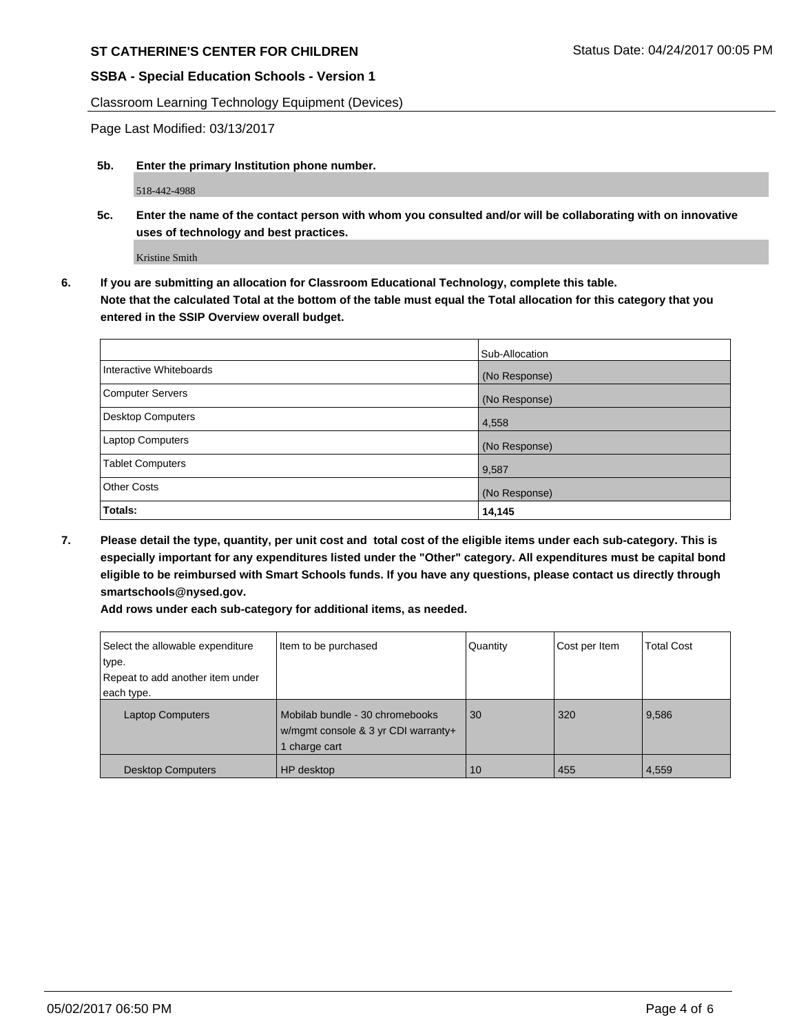**ST CATHERINE'S CENTER FOR CHILDREN** Status Date: 04/24/2017 00:05 PM

**SSBA - Special Education Schools - Version 1**

Classroom Learning Technology Equipment (Devices)

Page Last Modified: 03/13/2017

**5b. Enter the primary Institution phone number.**

518-442-4988

**5c. Enter the name of the contact person with whom you consulted and/or will be collaborating with on innovative uses of technology and best practices.**

Kristine Smith

**6. If you are submitting an allocation for Classroom Educational Technology, complete this table. Note that the calculated Total at the bottom of the table must equal the Total allocation for this category that you entered in the SSIP Overview overall budget.**

| | Sub-Allocation |
|---|---|
| Interactive Whiteboards | (No Response) |
| Computer Servers | (No Response) |
| Desktop Computers | 4,558 |
| Laptop Computers | (No Response) |
| Tablet Computers | 9,587 |
| Other Costs | (No Response) |
| **Totals:** | **14,145** |

**7. Please detail the type, quantity, per unit cost and total cost of the eligible items under each sub-category. This is especially important for any expenditures listed under the "Other" category. All expenditures must be capital bond eligible to be reimbursed with Smart Schools funds. If you have any questions, please contact us directly through smartschools@nysed.gov.**

**Add rows under each sub-category for additional items, as needed.**

| Select the allowable expenditure type. Repeat to add another item under each type. | Item to be purchased | Quantity | Cost per Item | Total Cost |
|---|---|---|---|---|
| Laptop Computers | Mobilab bundle - 30 chromebooks w/mgmt console & 3 yr CDI warranty+ 1 charge cart | 30 | 320 | 9,586 |
| Desktop Computers | HP desktop | 10 | 455 | 4,559 |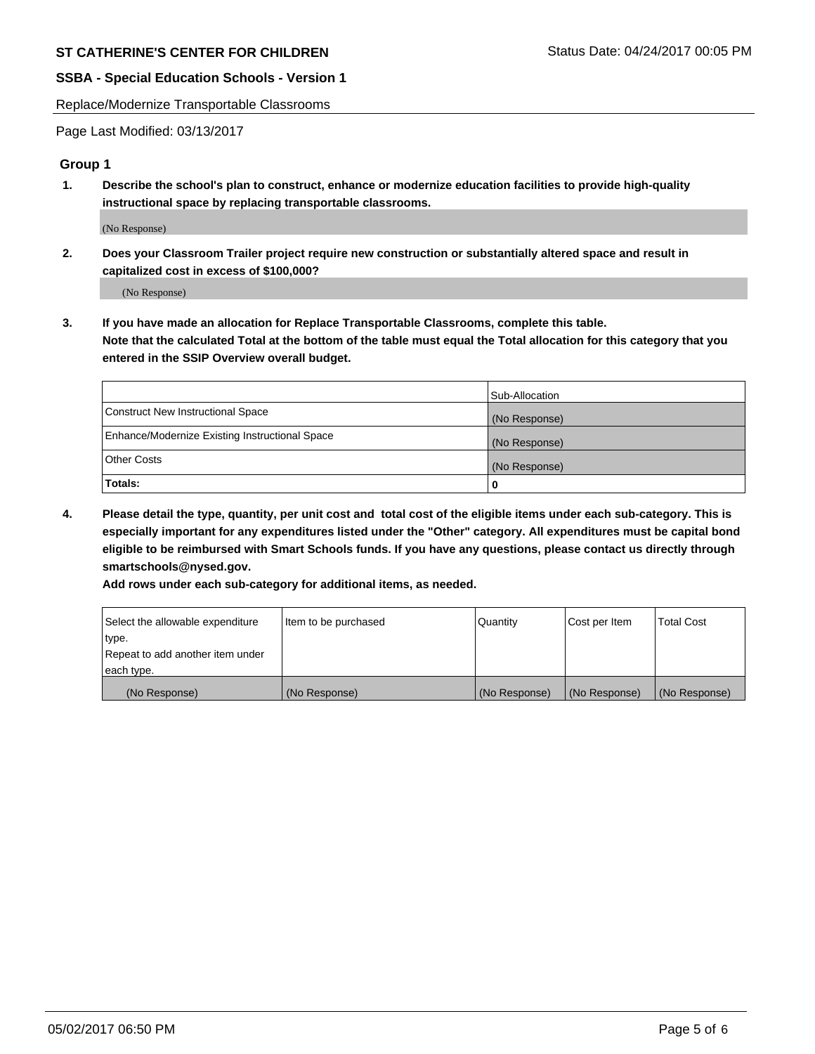Replace/Modernize Transportable Classrooms

Page Last Modified: 03/13/2017

## Group 1

**1. Describe the school's plan to construct, enhance or modernize education facilities to provide high-quality instructional space by replacing transportable classrooms.**

(No Response)

**2. Does your Classroom Trailer project require new construction or substantially altered space and result in capitalized cost in excess of $100,000?**

(No Response)

**3. If you have made an allocation for Replace Transportable Classrooms, complete this table.**
**Note that the calculated Total at the bottom of the table must equal the Total allocation for this category that you entered in the SSIP Overview overall budget.**

| | Sub-Allocation |
|---|---|
| Construct New Instructional Space | (No Response) |
| Enhance/Modernize Existing Instructional Space | (No Response) |
| Other Costs | (No Response) |
| **Totals:** | **0** |

**4. Please detail the type, quantity, per unit cost and total cost of the eligible items under each sub-category. This is especially important for any expenditures listed under the "Other" category. All expenditures must be capital bond eligible to be reimbursed with Smart Schools funds. If you have any questions, please contact us directly through smartschools@nysed.gov.**
**Add rows under each sub-category for additional items, as needed.**

| Select the allowable expenditure type. Repeat to add another item under each type. | Item to be purchased | Quantity | Cost per Item | Total Cost |
|---|---|---|---|---|
| (No Response) | (No Response) | (No Response) | (No Response) | (No Response) |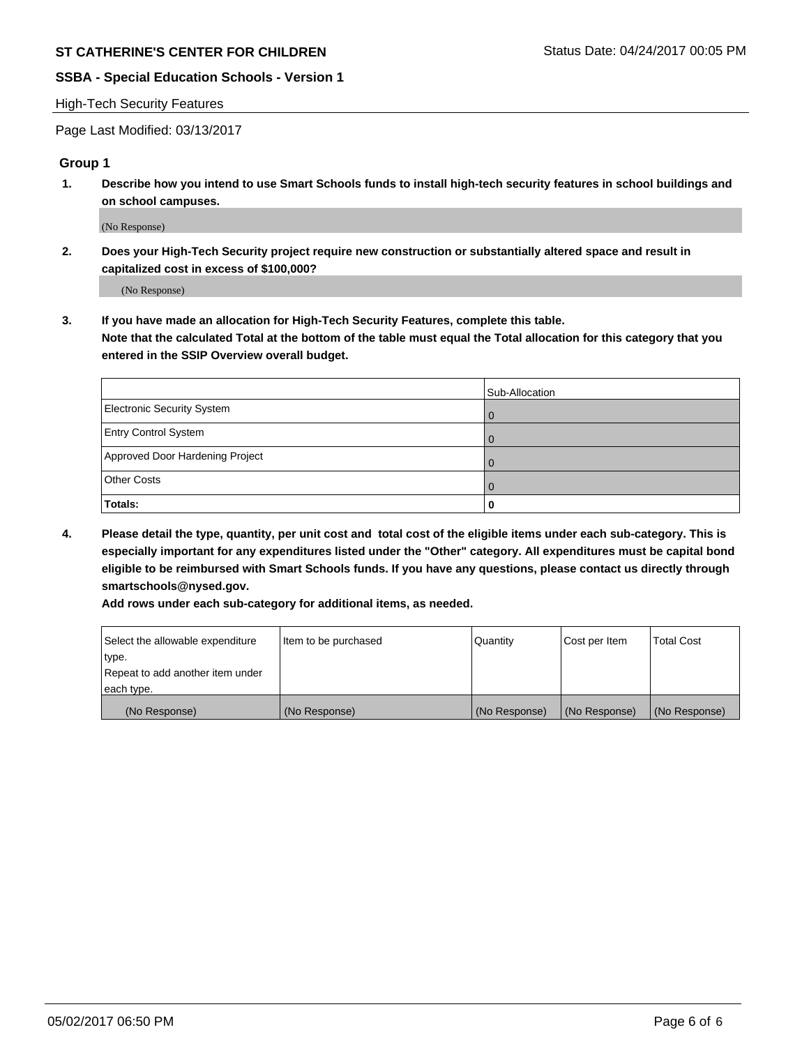**ST CATHERINE'S CENTER FOR CHILDREN** Status Date: 04/24/2017 00:05 PM

**SSBA - Special Education Schools - Version 1**

High-Tech Security Features

Page Last Modified: 03/13/2017

## Group 1

1. **Describe how you intend to use Smart Schools funds to install high-tech security features in school buildings and on school campuses.**

   (No Response)

2. **Does your High-Tech Security project require new construction or substantially altered space and result in capitalized cost in excess of $100,000?**

   (No Response)

3. **If you have made an allocation for High-Tech Security Features, complete this table.**
   **Note that the calculated Total at the bottom of the table must equal the Total allocation for this category that you entered in the SSIP Overview overall budget.**

| | Sub-Allocation |
|---|---|
| Electronic Security System | 0 |
| Entry Control System | 0 |
| Approved Door Hardening Project | 0 |
| Other Costs | 0 |
| **Totals:** | **0** |

4. **Please detail the type, quantity, per unit cost and total cost of the eligible items under each sub-category. This is especially important for any expenditures listed under the "Other" category. All expenditures must be capital bond eligible to be reimbursed with Smart Schools funds. If you have any questions, please contact us directly through smartschools@nysed.gov.**
   **Add rows under each sub-category for additional items, as needed.**

| Select the allowable expenditure type. Repeat to add another item under each type. | Item to be purchased | Quantity | Cost per Item | Total Cost |
|---|---|---|---|---|
| (No Response) | (No Response) | (No Response) | (No Response) | (No Response) |